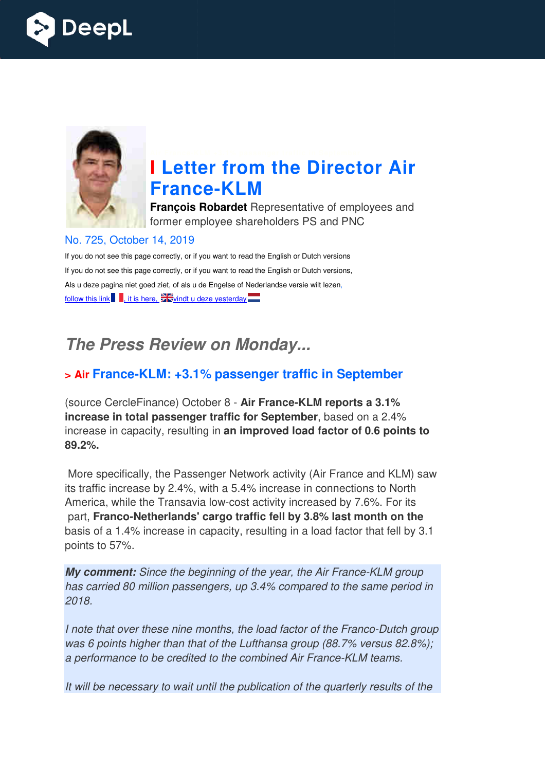# I Letter from the Director Air France-KLM

**François Robardet** Representative of employees and former employee shareholders PS and PNC

No. 725, October 14, 2019

If you do not see this page correctly, or if you want to read the English or Dutch versions

If you do not see this page correctly, or if you want to read the English or Dutch versions,

Als u deze pagina niet goed ziet, of als u de Engelse of Nederlandse versie wilt lezen,

follow this link, it is here, vindt u deze yesterday

## *The Press Review on Monday...*

### > Air France-KLM: +3.1% passenger traffic in September

(source CercleFinance) October 8 - **Air France-KLM reports a 3.1% increase in total passenger traffic for September**, based on a 2.4% increase in capacity, resulting in **an improved load factor of 0.6 points to 89.2%.**

More specifically, the Passenger Network activity (Air France and KLM) saw its traffic increase by 2.4%, with a 5.4% increase in connections to North America, while the Transavia low-cost activity increased by 7.6%. For its part, **Franco-Netherlands' cargo traffic fell by 3.8% last month on the** basis of a 1.4% increase in capacity, resulting in a load factor that fell by 3.1 points to 57%.

***My comment:*** *Since the beginning of the year, the Air France-KLM group has carried 80 million passengers, up 3.4% compared to the same period in 2018.*

*I note that over these nine months, the load factor of the Franco-Dutch group was 6 points higher than that of the Lufthansa group (88.7% versus 82.8%); a performance to be credited to the combined Air France-KLM teams.*

*It will be necessary to wait until the publication of the quarterly results of the*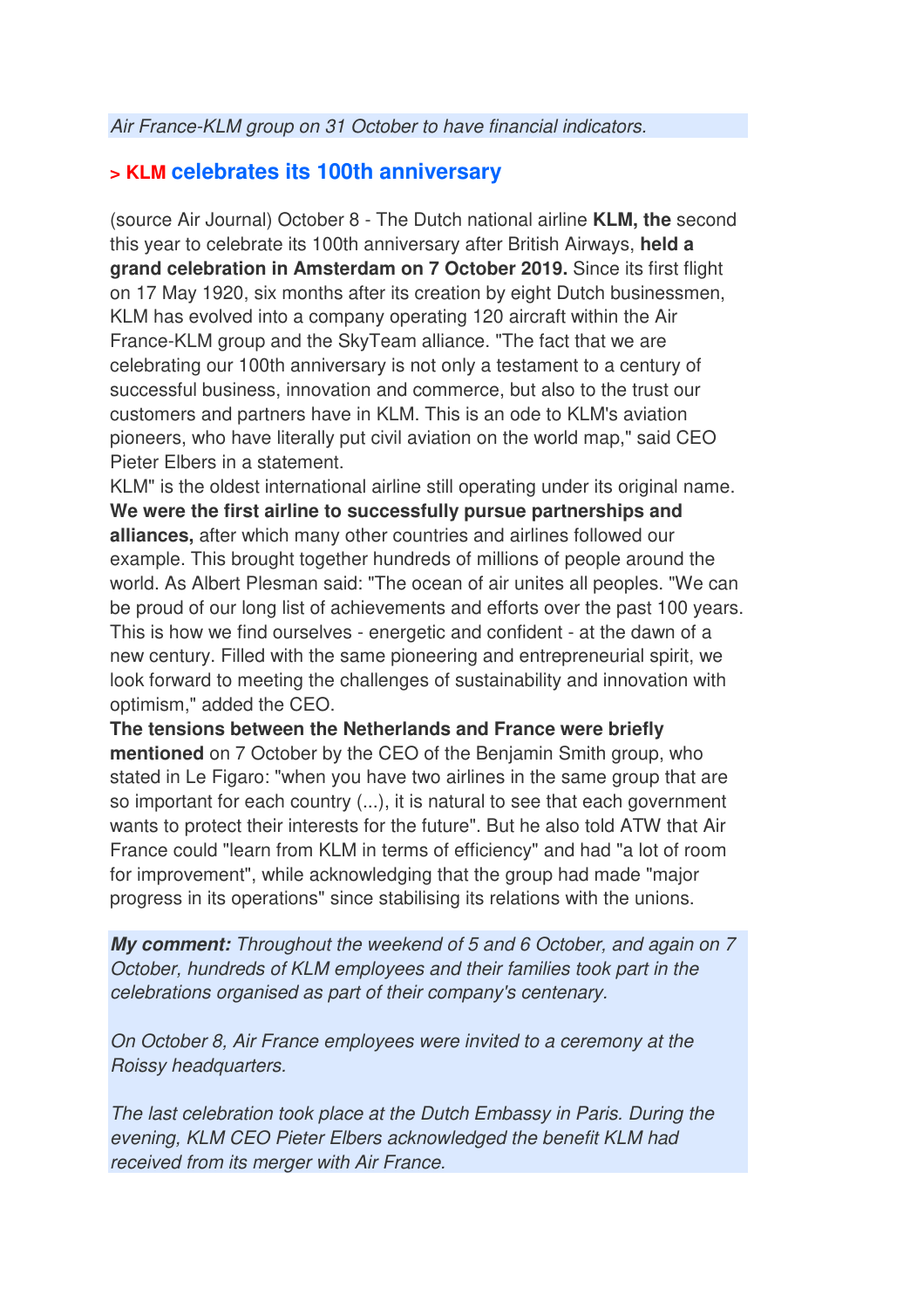*Air France-KLM group on 31 October to have financial indicators.*

## > KLM celebrates its 100th anniversary

(source Air Journal) October 8 - The Dutch national airline **KLM, the** second this year to celebrate its 100th anniversary after British Airways, **held a grand celebration in Amsterdam on 7 October 2019.** Since its first flight on 17 May 1920, six months after its creation by eight Dutch businessmen, KLM has evolved into a company operating 120 aircraft within the Air France-KLM group and the SkyTeam alliance. "The fact that we are celebrating our 100th anniversary is not only a testament to a century of successful business, innovation and commerce, but also to the trust our customers and partners have in KLM. This is an ode to KLM's aviation pioneers, who have literally put civil aviation on the world map," said CEO Pieter Elbers in a statement.

KLM" is the oldest international airline still operating under its original name. **We were the first airline to successfully pursue partnerships and alliances,** after which many other countries and airlines followed our example. This brought together hundreds of millions of people around the world. As Albert Plesman said: "The ocean of air unites all peoples. "We can be proud of our long list of achievements and efforts over the past 100 years. This is how we find ourselves - energetic and confident - at the dawn of a new century. Filled with the same pioneering and entrepreneurial spirit, we look forward to meeting the challenges of sustainability and innovation with optimism," added the CEO.

**The tensions between the Netherlands and France were briefly mentioned** on 7 October by the CEO of the Benjamin Smith group, who stated in Le Figaro: "when you have two airlines in the same group that are so important for each country (...), it is natural to see that each government wants to protect their interests for the future". But he also told ATW that Air France could "learn from KLM in terms of efficiency" and had "a lot of room for improvement", while acknowledging that the group had made "major progress in its operations" since stabilising its relations with the unions.

***My comment:*** *Throughout the weekend of 5 and 6 October, and again on 7 October, hundreds of KLM employees and their families took part in the celebrations organised as part of their company's centenary.*

*On October 8, Air France employees were invited to a ceremony at the Roissy headquarters.*

*The last celebration took place at the Dutch Embassy in Paris. During the evening, KLM CEO Pieter Elbers acknowledged the benefit KLM had received from its merger with Air France.*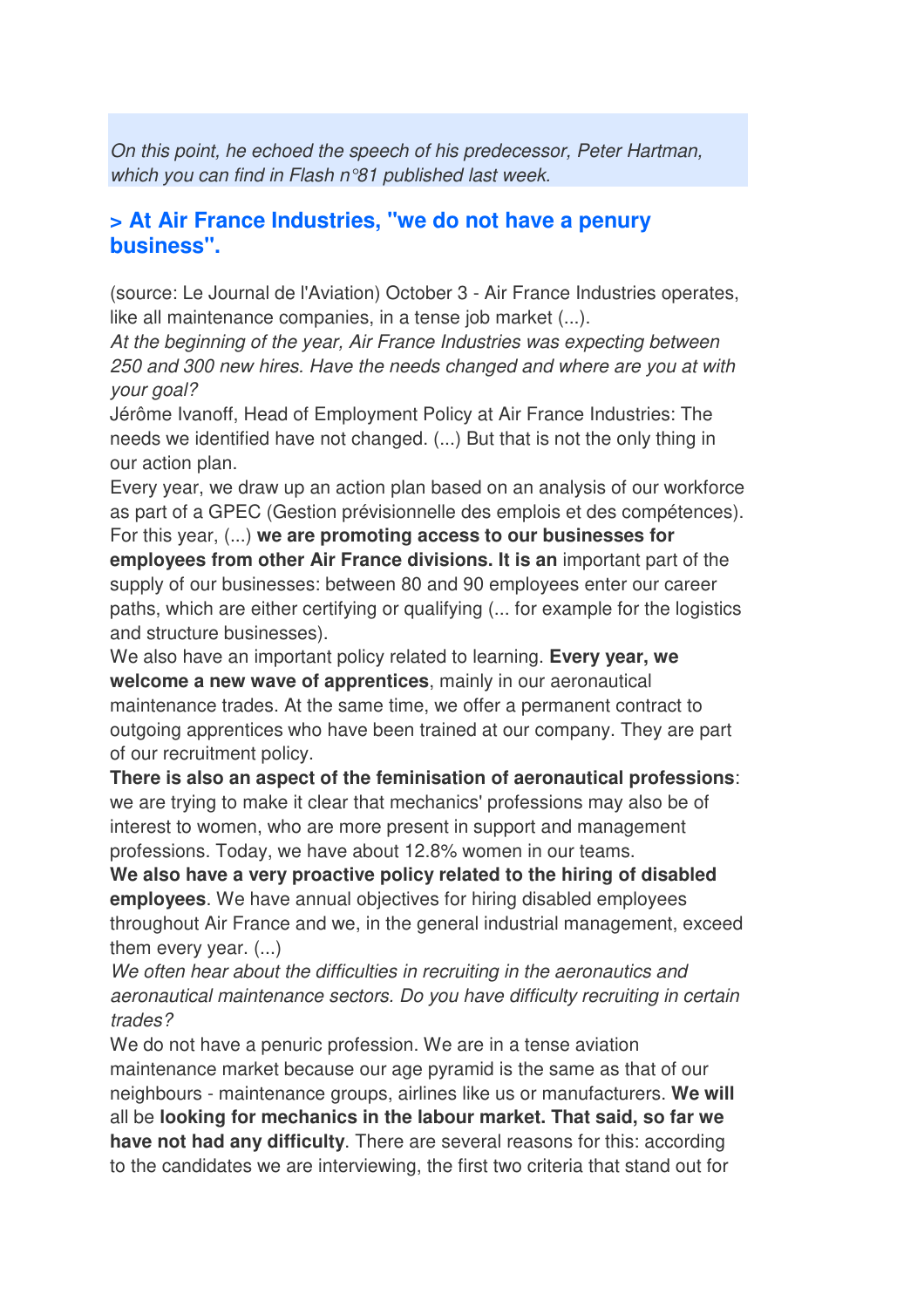*On this point, he echoed the speech of his predecessor, Peter Hartman, which you can find in Flash n°81 published last week.*

### > At Air France Industries, "we do not have a penury business".

(source: Le Journal de l'Aviation) October 3 - Air France Industries operates, like all maintenance companies, in a tense job market (...).

*At the beginning of the year, Air France Industries was expecting between 250 and 300 new hires. Have the needs changed and where are you at with your goal?*

Jérôme Ivanoff, Head of Employment Policy at Air France Industries: The needs we identified have not changed. (...) But that is not the only thing in our action plan.

Every year, we draw up an action plan based on an analysis of our workforce as part of a GPEC (Gestion prévisionnelle des emplois et des compétences). For this year, (...) **we are promoting access to our businesses for employees from other Air France divisions. It is an** important part of the supply of our businesses: between 80 and 90 employees enter our career paths, which are either certifying or qualifying (... for example for the logistics and structure businesses).

We also have an important policy related to learning. **Every year, we welcome a new wave of apprentices**, mainly in our aeronautical maintenance trades. At the same time, we offer a permanent contract to outgoing apprentices who have been trained at our company. They are part of our recruitment policy.

**There is also an aspect of the feminisation of aeronautical professions**: we are trying to make it clear that mechanics' professions may also be of interest to women, who are more present in support and management professions. Today, we have about 12.8% women in our teams.

**We also have a very proactive policy related to the hiring of disabled employees**. We have annual objectives for hiring disabled employees throughout Air France and we, in the general industrial management, exceed them every year. (...)

*We often hear about the difficulties in recruiting in the aeronautics and aeronautical maintenance sectors. Do you have difficulty recruiting in certain trades?*

We do not have a penuric profession. We are in a tense aviation maintenance market because our age pyramid is the same as that of our neighbours - maintenance groups, airlines like us or manufacturers. **We will** all be **looking for mechanics in the labour market. That said, so far we have not had any difficulty**. There are several reasons for this: according to the candidates we are interviewing, the first two criteria that stand out for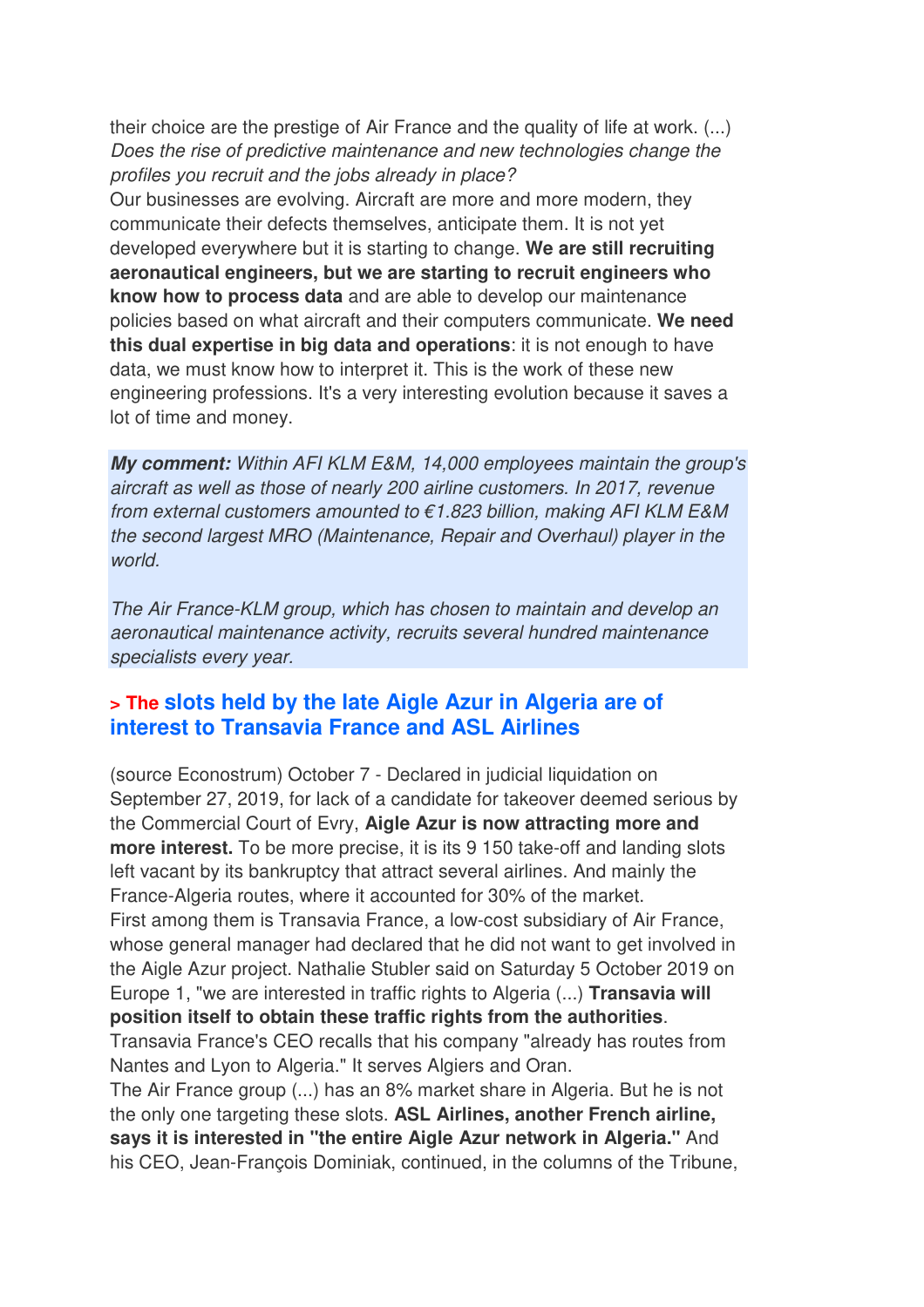their choice are the prestige of Air France and the quality of life at work. (...)
*Does the rise of predictive maintenance and new technologies change the profiles you recruit and the jobs already in place?*
Our businesses are evolving. Aircraft are more and more modern, they communicate their defects themselves, anticipate them. It is not yet developed everywhere but it is starting to change. **We are still recruiting aeronautical engineers, but we are starting to recruit engineers who know how to process data** and are able to develop our maintenance policies based on what aircraft and their computers communicate. **We need this dual expertise in big data and operations**: it is not enough to have data, we must know how to interpret it. This is the work of these new engineering professions. It's a very interesting evolution because it saves a lot of time and money.

***My comment:*** *Within AFI KLM E&M, 14,000 employees maintain the group's aircraft as well as those of nearly 200 airline customers. In 2017, revenue from external customers amounted to €1.823 billion, making AFI KLM E&M the second largest MRO (Maintenance, Repair and Overhaul) player in the world.*

*The Air France-KLM group, which has chosen to maintain and develop an aeronautical maintenance activity, recruits several hundred maintenance specialists every year.*

## > The slots held by the late Aigle Azur in Algeria are of interest to Transavia France and ASL Airlines

(source Econostrum) October 7 - Declared in judicial liquidation on September 27, 2019, for lack of a candidate for takeover deemed serious by the Commercial Court of Evry, **Aigle Azur is now attracting more and more interest.** To be more precise, it is its 9 150 take-off and landing slots left vacant by its bankruptcy that attract several airlines. And mainly the France-Algeria routes, where it accounted for 30% of the market.
First among them is Transavia France, a low-cost subsidiary of Air France, whose general manager had declared that he did not want to get involved in the Aigle Azur project. Nathalie Stubler said on Saturday 5 October 2019 on Europe 1, "we are interested in traffic rights to Algeria (...) **Transavia will position itself to obtain these traffic rights from the authorities**.
Transavia France's CEO recalls that his company "already has routes from Nantes and Lyon to Algeria." It serves Algiers and Oran.
The Air France group (...) has an 8% market share in Algeria. But he is not the only one targeting these slots. **ASL Airlines, another French airline, says it is interested in "the entire Aigle Azur network in Algeria."** And his CEO, Jean-François Dominiak, continued, in the columns of the Tribune,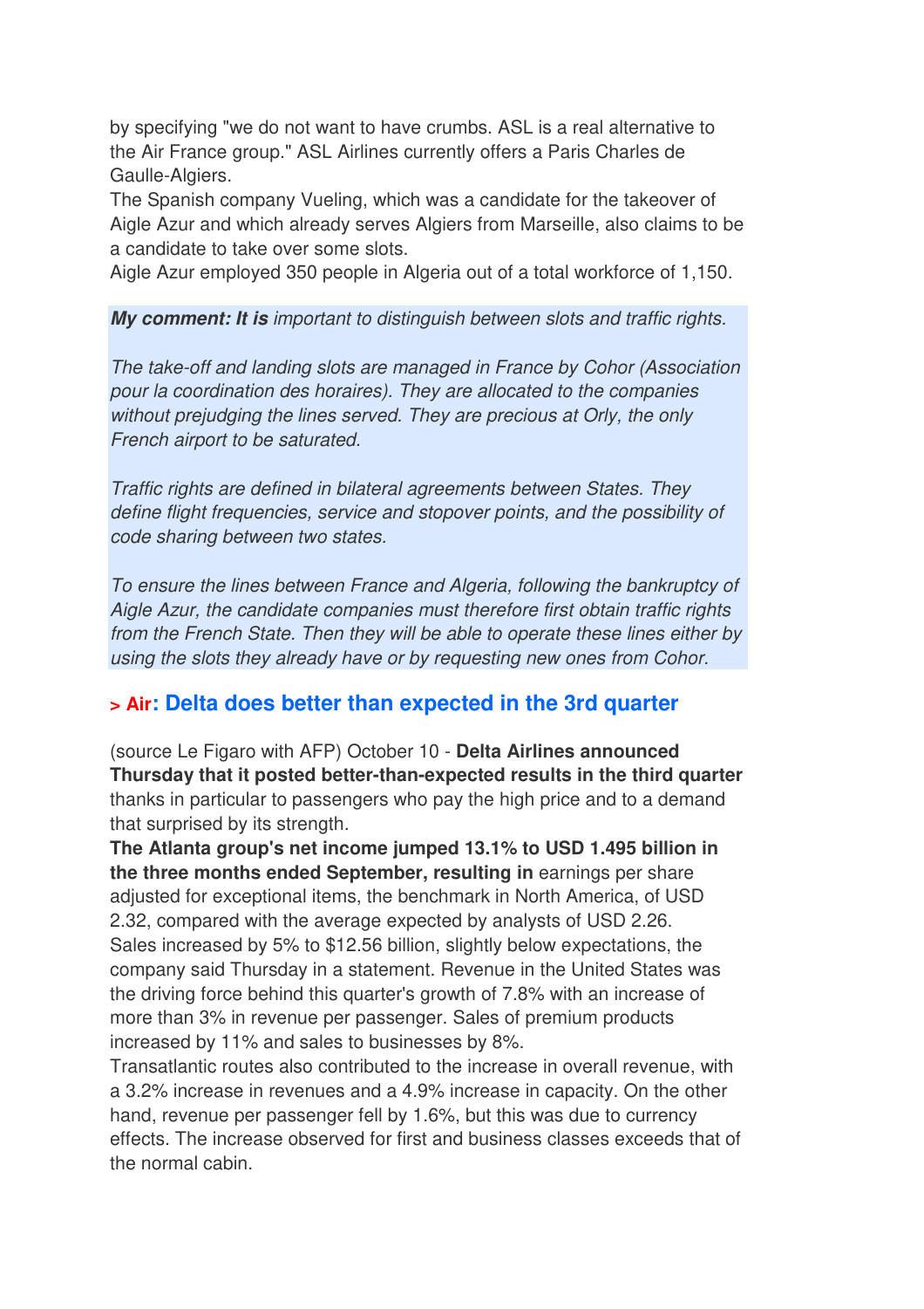by specifying "we do not want to have crumbs. ASL is a real alternative to the Air France group." ASL Airlines currently offers a Paris Charles de Gaulle-Algiers.
The Spanish company Vueling, which was a candidate for the takeover of Aigle Azur and which already serves Algiers from Marseille, also claims to be a candidate to take over some slots.
Aigle Azur employed 350 people in Algeria out of a total workforce of 1,150.

***My comment: It is*** *important to distinguish between slots and traffic rights.*

*The take-off and landing slots are managed in France by Cohor (Association pour la coordination des horaires). They are allocated to the companies without prejudging the lines served. They are precious at Orly, the only French airport to be saturated.*

*Traffic rights are defined in bilateral agreements between States. They define flight frequencies, service and stopover points, and the possibility of code sharing between two states.*

*To ensure the lines between France and Algeria, following the bankruptcy of Aigle Azur, the candidate companies must therefore first obtain traffic rights from the French State. Then they will be able to operate these lines either by using the slots they already have or by requesting new ones from Cohor.*

## > Air: Delta does better than expected in the 3rd quarter

(source Le Figaro with AFP) October 10 - **Delta Airlines announced Thursday that it posted better-than-expected results in the third quarter** thanks in particular to passengers who pay the high price and to a demand that surprised by its strength.
**The Atlanta group's net income jumped 13.1% to USD 1.495 billion in the three months ended September, resulting in** earnings per share adjusted for exceptional items, the benchmark in North America, of USD 2.32, compared with the average expected by analysts of USD 2.26.
Sales increased by 5% to $12.56 billion, slightly below expectations, the company said Thursday in a statement. Revenue in the United States was the driving force behind this quarter's growth of 7.8% with an increase of more than 3% in revenue per passenger. Sales of premium products increased by 11% and sales to businesses by 8%.
Transatlantic routes also contributed to the increase in overall revenue, with a 3.2% increase in revenues and a 4.9% increase in capacity. On the other hand, revenue per passenger fell by 1.6%, but this was due to currency effects. The increase observed for first and business classes exceeds that of the normal cabin.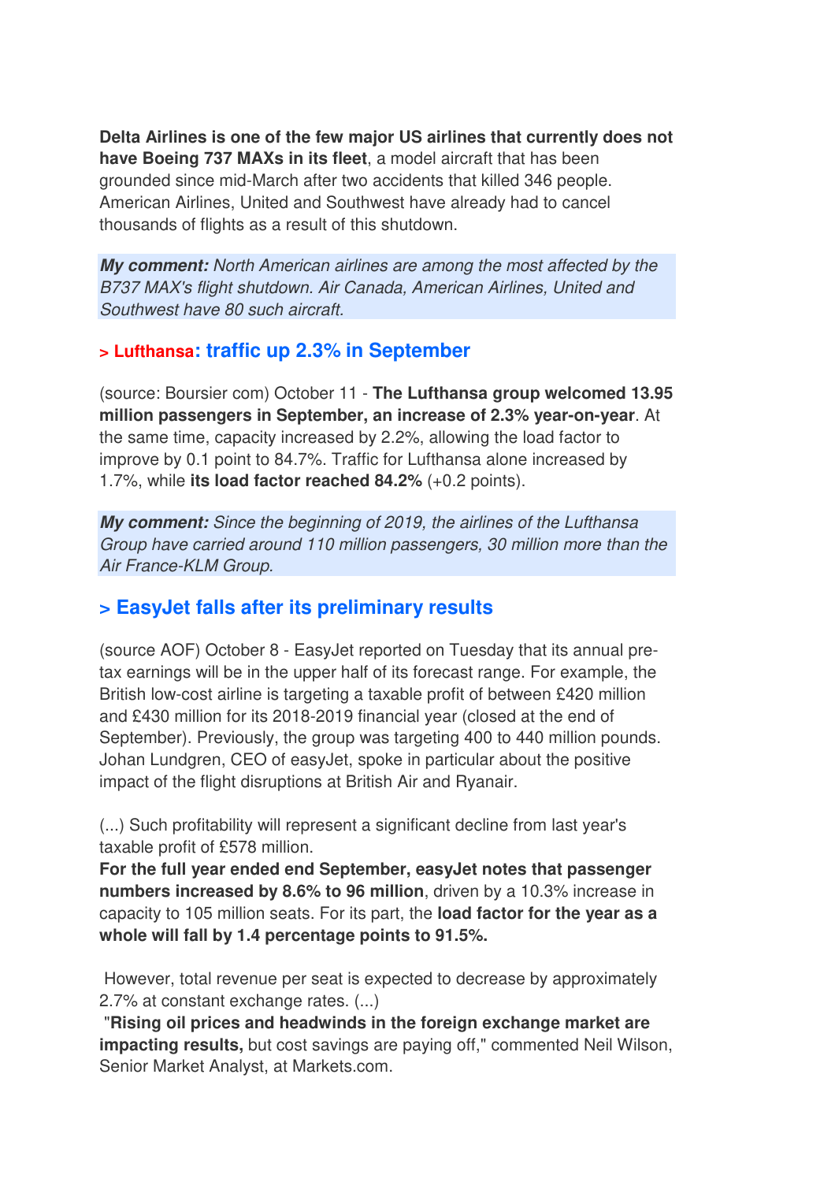**Delta Airlines is one of the few major US airlines that currently does not have Boeing 737 MAXs in its fleet**, a model aircraft that has been grounded since mid-March after two accidents that killed 346 people. American Airlines, United and Southwest have already had to cancel thousands of flights as a result of this shutdown.

***My comment:*** *North American airlines are among the most affected by the B737 MAX's flight shutdown. Air Canada, American Airlines, United and Southwest have 80 such aircraft.*

### > Lufthansa: traffic up 2.3% in September

(source: Boursier com) October 11 - **The Lufthansa group welcomed 13.95 million passengers in September, an increase of 2.3% year-on-year**. At the same time, capacity increased by 2.2%, allowing the load factor to improve by 0.1 point to 84.7%. Traffic for Lufthansa alone increased by 1.7%, while **its load factor reached 84.2%** (+0.2 points).

***My comment:*** *Since the beginning of 2019, the airlines of the Lufthansa Group have carried around 110 million passengers, 30 million more than the Air France-KLM Group.*

### > EasyJet falls after its preliminary results

(source AOF) October 8 - EasyJet reported on Tuesday that its annual pre-tax earnings will be in the upper half of its forecast range. For example, the British low-cost airline is targeting a taxable profit of between £420 million and £430 million for its 2018-2019 financial year (closed at the end of September). Previously, the group was targeting 400 to 440 million pounds. Johan Lundgren, CEO of easyJet, spoke in particular about the positive impact of the flight disruptions at British Air and Ryanair.

(...) Such profitability will represent a significant decline from last year's taxable profit of £578 million.
**For the full year ended end September, easyJet notes that passenger numbers increased by 8.6% to 96 million**, driven by a 10.3% increase in capacity to 105 million seats. For its part, the **load factor for the year as a whole will fall by 1.4 percentage points to 91.5%.**

However, total revenue per seat is expected to decrease by approximately 2.7% at constant exchange rates. (...)
"**Rising oil prices and headwinds in the foreign exchange market are impacting results,** but cost savings are paying off," commented Neil Wilson, Senior Market Analyst, at Markets.com.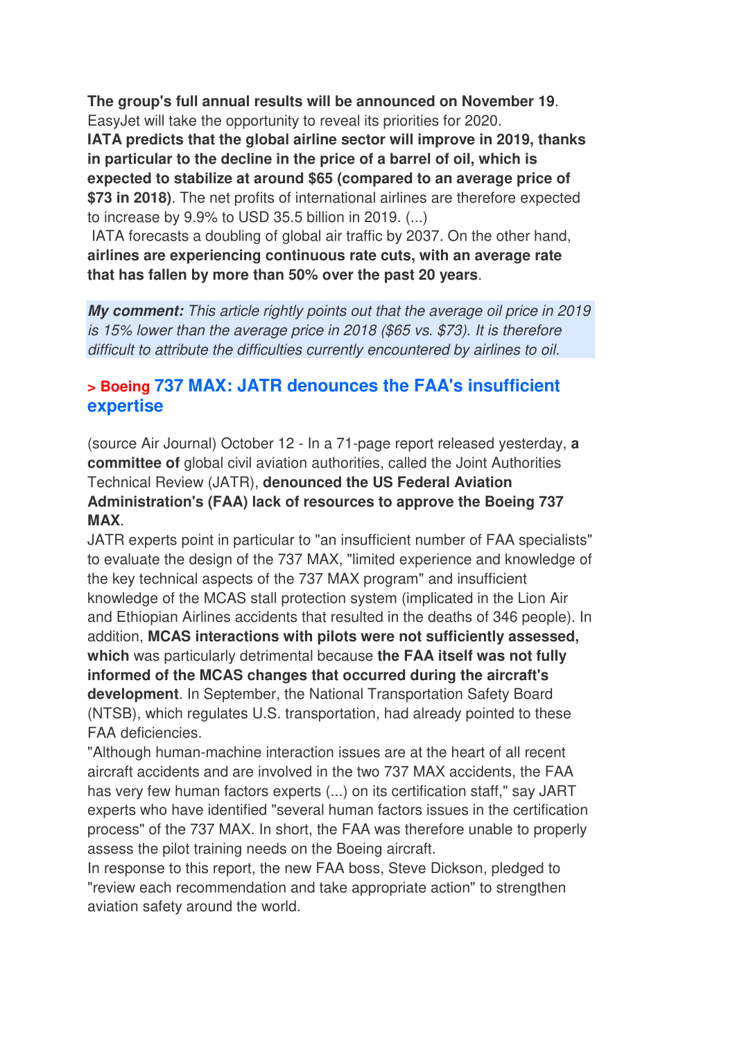**The group's full annual results will be announced on November 19**. EasyJet will take the opportunity to reveal its priorities for 2020.
**IATA predicts that the global airline sector will improve in 2019, thanks in particular to the decline in the price of a barrel of oil, which is expected to stabilize at around $65 (compared to an average price of $73 in 2018)**. The net profits of international airlines are therefore expected to increase by 9.9% to USD 35.5 billion in 2019. (...)
IATA forecasts a doubling of global air traffic by 2037. On the other hand, **airlines are experiencing continuous rate cuts, with an average rate that has fallen by more than 50% over the past 20 years**.

***My comment:*** *This article rightly points out that the average oil price in 2019 is 15% lower than the average price in 2018 ($65 vs. $73). It is therefore difficult to attribute the difficulties currently encountered by airlines to oil.*

## > Boeing 737 MAX: JATR denounces the FAA's insufficient expertise

(source Air Journal) October 12 - In a 71-page report released yesterday, **a committee of** global civil aviation authorities, called the Joint Authorities Technical Review (JATR), **denounced the US Federal Aviation Administration's (FAA) lack of resources to approve the Boeing 737 MAX**.
JATR experts point in particular to "an insufficient number of FAA specialists" to evaluate the design of the 737 MAX, "limited experience and knowledge of the key technical aspects of the 737 MAX program" and insufficient knowledge of the MCAS stall protection system (implicated in the Lion Air and Ethiopian Airlines accidents that resulted in the deaths of 346 people). In addition, **MCAS interactions with pilots were not sufficiently assessed, which** was particularly detrimental because **the FAA itself was not fully informed of the MCAS changes that occurred during the aircraft's development**. In September, the National Transportation Safety Board (NTSB), which regulates U.S. transportation, had already pointed to these FAA deficiencies.
"Although human-machine interaction issues are at the heart of all recent aircraft accidents and are involved in the two 737 MAX accidents, the FAA has very few human factors experts (...) on its certification staff," say JART experts who have identified "several human factors issues in the certification process" of the 737 MAX. In short, the FAA was therefore unable to properly assess the pilot training needs on the Boeing aircraft.
In response to this report, the new FAA boss, Steve Dickson, pledged to "review each recommendation and take appropriate action" to strengthen aviation safety around the world.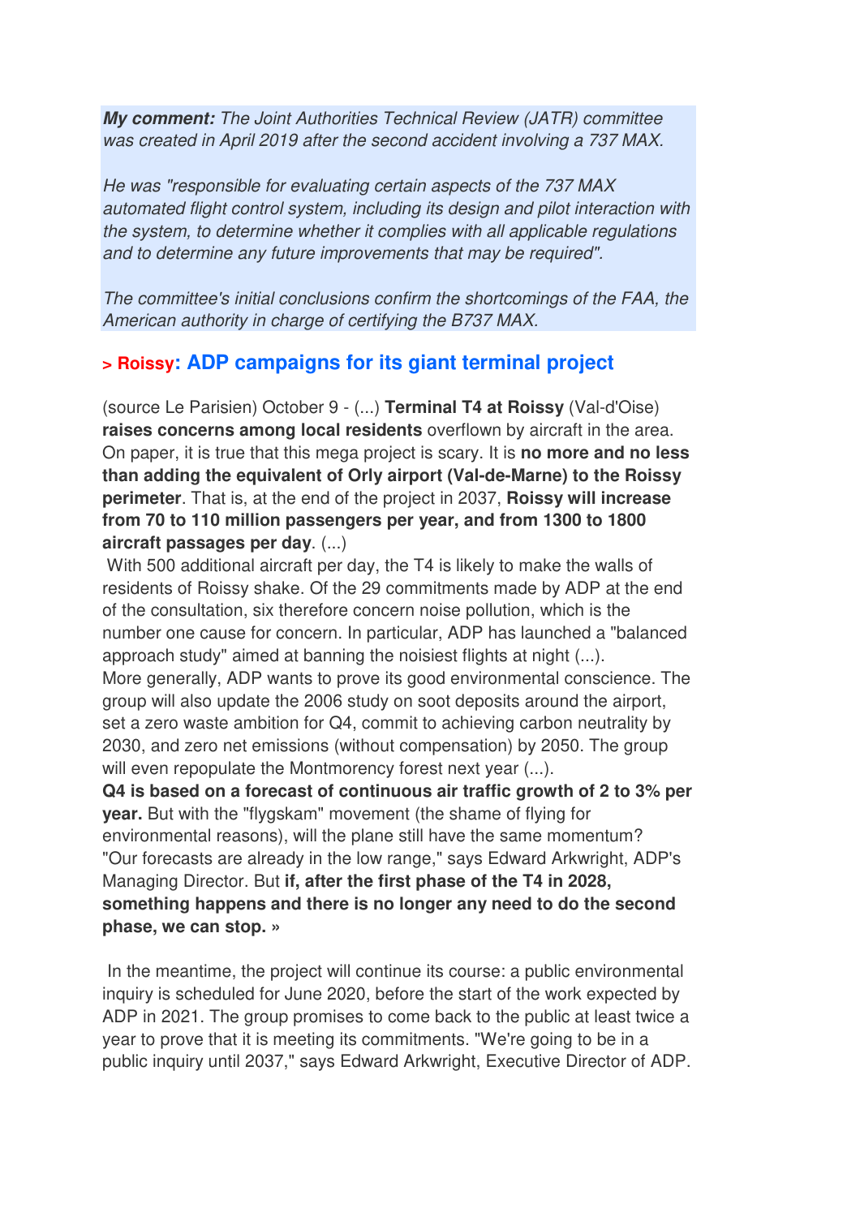***My comment:** The Joint Authorities Technical Review (JATR) committee was created in April 2019 after the second accident involving a 737 MAX.*

*He was "responsible for evaluating certain aspects of the 737 MAX automated flight control system, including its design and pilot interaction with the system, to determine whether it complies with all applicable regulations and to determine any future improvements that may be required".*

*The committee's initial conclusions confirm the shortcomings of the FAA, the American authority in charge of certifying the B737 MAX.*

## > Roissy: ADP campaigns for its giant terminal project

(source Le Parisien) October 9 - (...) **Terminal T4 at Roissy** (Val-d'Oise) **raises concerns among local residents** overflown by aircraft in the area. On paper, it is true that this mega project is scary. It is **no more and no less than adding the equivalent of Orly airport (Val-de-Marne) to the Roissy perimeter**. That is, at the end of the project in 2037, **Roissy will increase from 70 to 110 million passengers per year, and from 1300 to 1800 aircraft passages per day**. (...)
With 500 additional aircraft per day, the T4 is likely to make the walls of residents of Roissy shake. Of the 29 commitments made by ADP at the end of the consultation, six therefore concern noise pollution, which is the number one cause for concern. In particular, ADP has launched a "balanced approach study" aimed at banning the noisiest flights at night (...).
More generally, ADP wants to prove its good environmental conscience. The group will also update the 2006 study on soot deposits around the airport, set a zero waste ambition for Q4, commit to achieving carbon neutrality by 2030, and zero net emissions (without compensation) by 2050. The group will even repopulate the Montmorency forest next year (...).
**Q4 is based on a forecast of continuous air traffic growth of 2 to 3% per year.** But with the "flygskam" movement (the shame of flying for environmental reasons), will the plane still have the same momentum? "Our forecasts are already in the low range," says Edward Arkwright, ADP's Managing Director. But **if, after the first phase of the T4 in 2028, something happens and there is no longer any need to do the second phase, we can stop. »**

In the meantime, the project will continue its course: a public environmental inquiry is scheduled for June 2020, before the start of the work expected by ADP in 2021. The group promises to come back to the public at least twice a year to prove that it is meeting its commitments. "We're going to be in a public inquiry until 2037," says Edward Arkwright, Executive Director of ADP.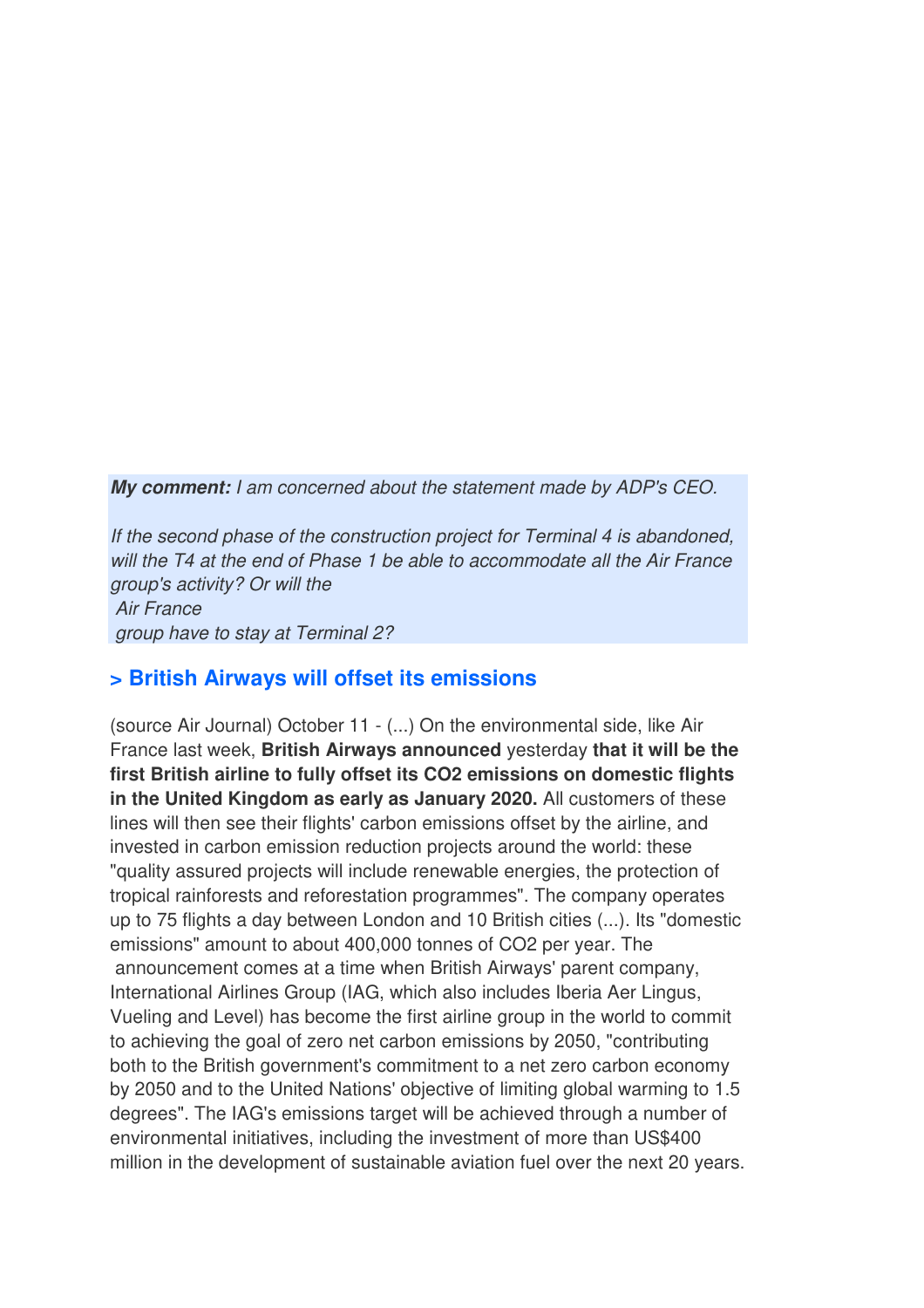***My comment:*** *I am concerned about the statement made by ADP's CEO.*

*If the second phase of the construction project for Terminal 4 is abandoned, will the T4 at the end of Phase 1 be able to accommodate all the Air France group's activity? Or will the Air France group have to stay at Terminal 2?*

## > British Airways will offset its emissions

(source Air Journal) October 11 - (...) On the environmental side, like Air France last week, **British Airways announced** yesterday **that it will be the first British airline to fully offset its CO2 emissions on domestic flights in the United Kingdom as early as January 2020.** All customers of these lines will then see their flights' carbon emissions offset by the airline, and invested in carbon emission reduction projects around the world: these "quality assured projects will include renewable energies, the protection of tropical rainforests and reforestation programmes". The company operates up to 75 flights a day between London and 10 British cities (...). Its "domestic emissions" amount to about 400,000 tonnes of CO2 per year. The announcement comes at a time when British Airways' parent company, International Airlines Group (IAG, which also includes Iberia Aer Lingus, Vueling and Level) has become the first airline group in the world to commit to achieving the goal of zero net carbon emissions by 2050, "contributing both to the British government's commitment to a net zero carbon economy by 2050 and to the United Nations' objective of limiting global warming to 1.5 degrees". The IAG's emissions target will be achieved through a number of environmental initiatives, including the investment of more than US$400 million in the development of sustainable aviation fuel over the next 20 years.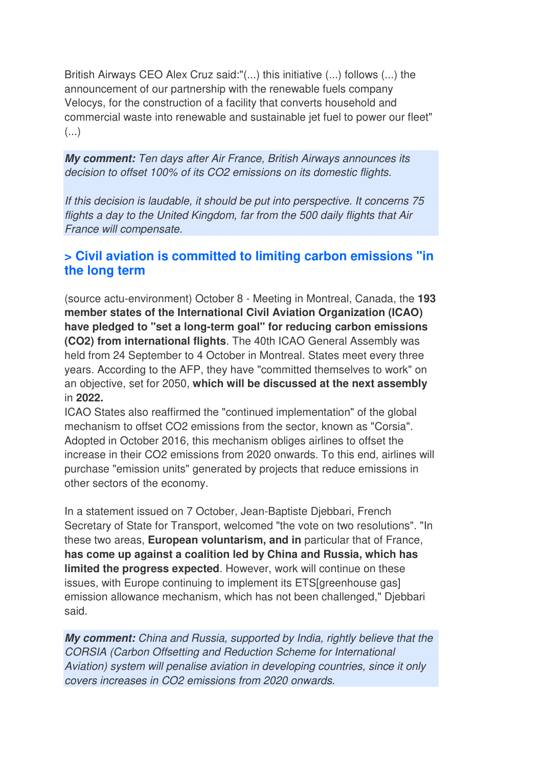British Airways CEO Alex Cruz said:"(...) this initiative (...) follows (...) the announcement of our partnership with the renewable fuels company Velocys, for the construction of a facility that converts household and commercial waste into renewable and sustainable jet fuel to power our fleet" (...)

***My comment:*** *Ten days after Air France, British Airways announces its decision to offset 100% of its CO2 emissions on its domestic flights.*

*If this decision is laudable, it should be put into perspective. It concerns 75 flights a day to the United Kingdom, far from the 500 daily flights that Air France will compensate.*

## > Civil aviation is committed to limiting carbon emissions "in the long term

(source actu-environment) October 8 - Meeting in Montreal, Canada, the **193 member states of the International Civil Aviation Organization (ICAO) have pledged to "set a long-term goal" for reducing carbon emissions (CO2) from international flights**. The 40th ICAO General Assembly was held from 24 September to 4 October in Montreal. States meet every three years. According to the AFP, they have "committed themselves to work" on an objective, set for 2050, **which will be discussed at the next assembly** in **2022.**

ICAO States also reaffirmed the "continued implementation" of the global mechanism to offset CO2 emissions from the sector, known as "Corsia". Adopted in October 2016, this mechanism obliges airlines to offset the increase in their CO2 emissions from 2020 onwards. To this end, airlines will purchase "emission units" generated by projects that reduce emissions in other sectors of the economy.

In a statement issued on 7 October, Jean-Baptiste Djebbari, French Secretary of State for Transport, welcomed "the vote on two resolutions". "In these two areas, **European voluntarism, and in** particular that of France, **has come up against a coalition led by China and Russia, which has limited the progress expected**. However, work will continue on these issues, with Europe continuing to implement its ETS[greenhouse gas] emission allowance mechanism, which has not been challenged," Djebbari said.

***My comment:*** *China and Russia, supported by India, rightly believe that the CORSIA (Carbon Offsetting and Reduction Scheme for International Aviation) system will penalise aviation in developing countries, since it only covers increases in CO2 emissions from 2020 onwards.*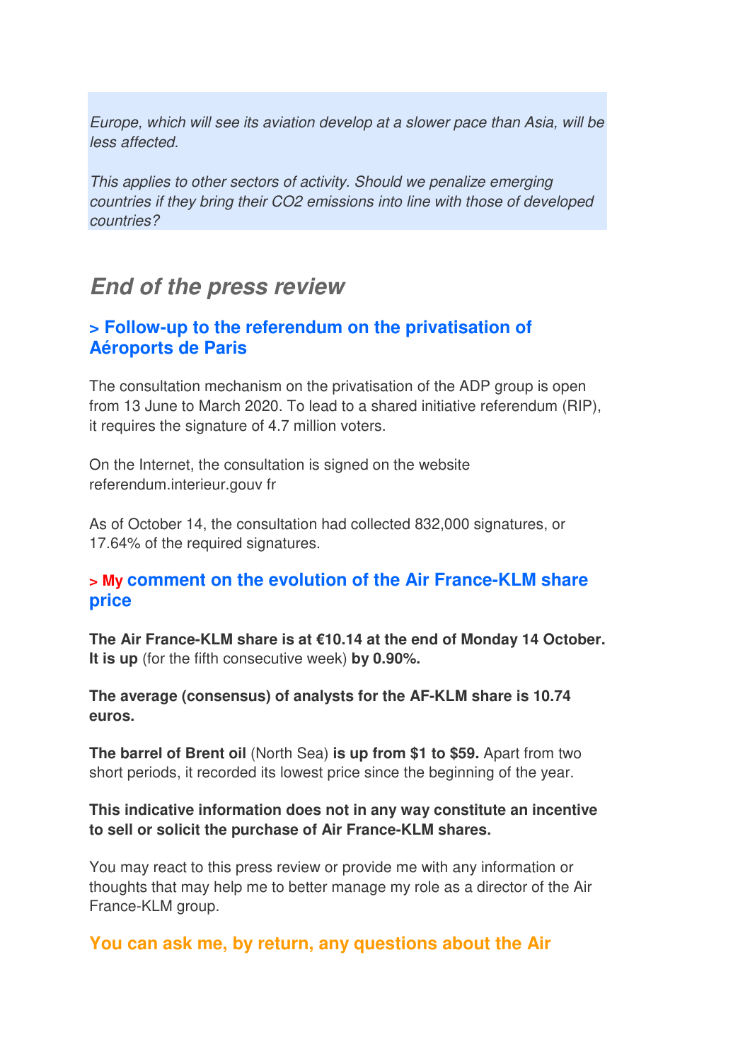*Europe, which will see its aviation develop at a slower pace than Asia, will be less affected.*

*This applies to other sectors of activity. Should we penalize emerging countries if they bring their CO2 emissions into line with those of developed countries?*

## *End of the press review*

### > Follow-up to the referendum on the privatisation of Aéroports de Paris

The consultation mechanism on the privatisation of the ADP group is open from 13 June to March 2020. To lead to a shared initiative referendum (RIP), it requires the signature of 4.7 million voters.

On the Internet, the consultation is signed on the website referendum.interieur.gouv fr

As of October 14, the consultation had collected 832,000 signatures, or 17.64% of the required signatures.

### > My comment on the evolution of the Air France-KLM share price

**The Air France-KLM share is at €10.14 at the end of Monday 14 October. It is up** (for the fifth consecutive week) **by 0.90%.**

**The average (consensus) of analysts for the AF-KLM share is 10.74 euros.**

**The barrel of Brent oil** (North Sea) **is up from $1 to $59.** Apart from two short periods, it recorded its lowest price since the beginning of the year.

**This indicative information does not in any way constitute an incentive to sell or solicit the purchase of Air France-KLM shares.**

You may react to this press review or provide me with any information or thoughts that may help me to better manage my role as a director of the Air France-KLM group.

### You can ask me, by return, any questions about the Air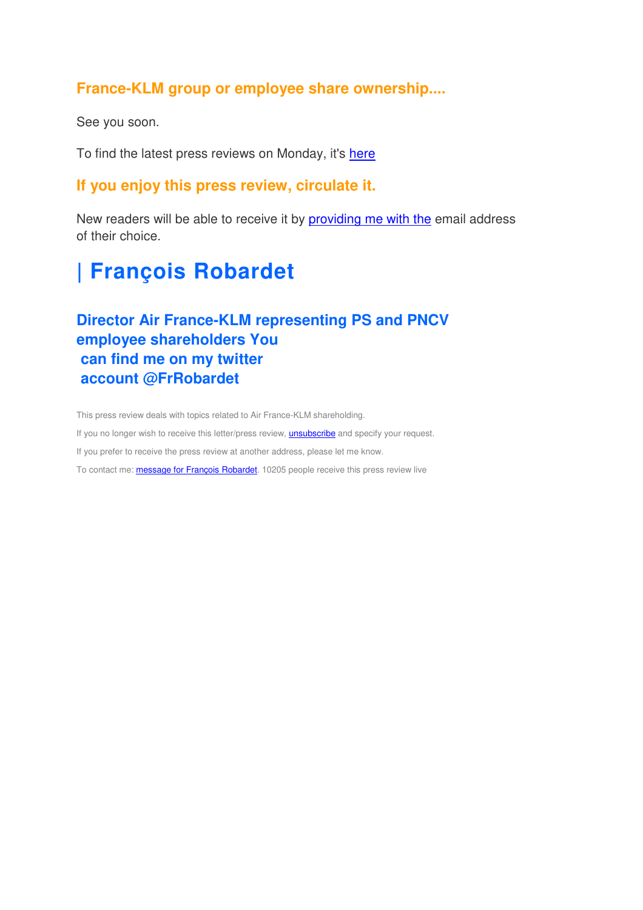### France-KLM group or employee share ownership....

See you soon.

To find the latest press reviews on Monday, it's here

### If you enjoy this press review, circulate it.

New readers will be able to receive it by providing me with the email address of their choice.

# | François Robardet

### Director Air France-KLM representing PS and PNCV employee shareholders You can find me on my twitter account @FrRobardet

This press review deals with topics related to Air France-KLM shareholding.

If you no longer wish to receive this letter/press review, unsubscribe and specify your request.

If you prefer to receive the press review at another address, please let me know.

To contact me: message for François Robardet. 10205 people receive this press review live